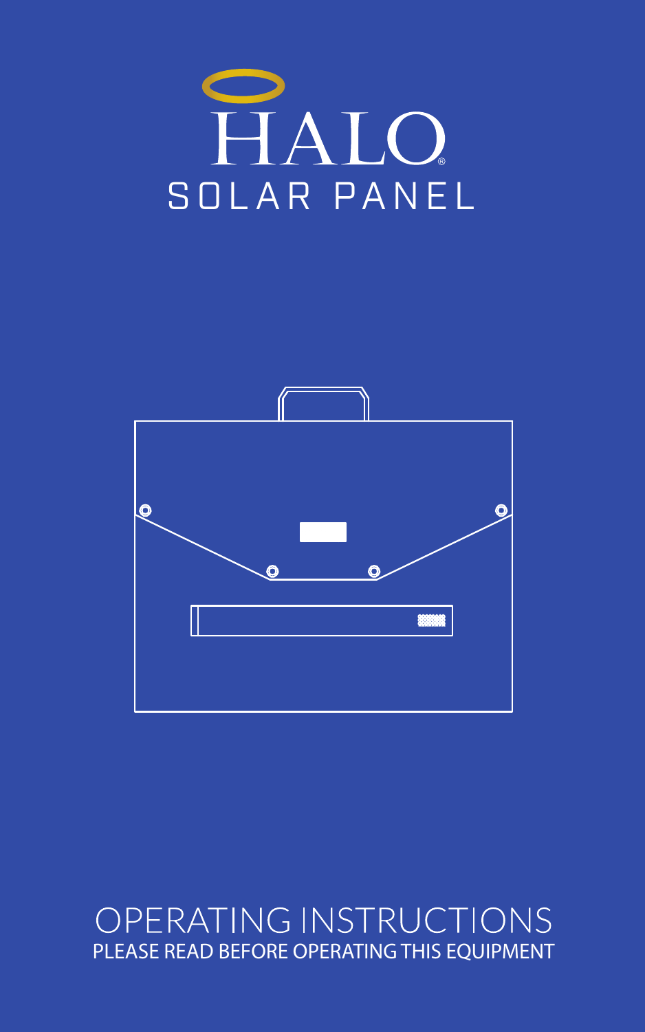# HALO®

## SOLAR PANEL

# OPERATING INSTRUCTIONS

PLEASE READ BEFORE OPERATING THIS EQUIPMENT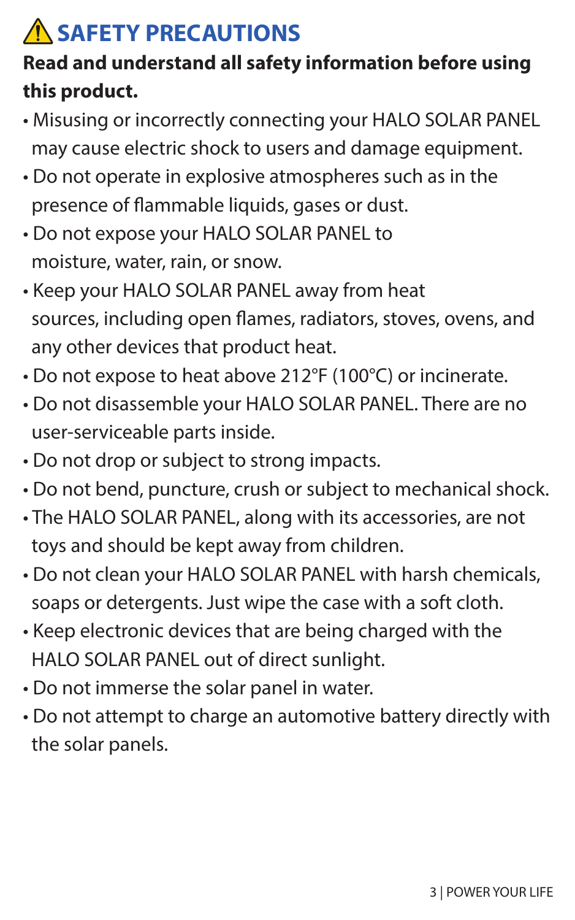## ⚠ SAFETY PRECAUTIONS

**Read and understand all safety information before using this product.**

- Misusing or incorrectly connecting your HALO SOLAR PANEL may cause electric shock to users and damage equipment.
- Do not operate in explosive atmospheres such as in the presence of flammable liquids, gases or dust.
- Do not expose your HALO SOLAR PANEL to moisture, water, rain, or snow.
- Keep your HALO SOLAR PANEL away from heat sources, including open flames, radiators, stoves, ovens, and any other devices that product heat.
- Do not expose to heat above 212°F (100°C) or incinerate.
- Do not disassemble your HALO SOLAR PANEL. There are no user-serviceable parts inside.
- Do not drop or subject to strong impacts.
- Do not bend, puncture, crush or subject to mechanical shock.
- The HALO SOLAR PANEL, along with its accessories, are not toys and should be kept away from children.
- Do not clean your HALO SOLAR PANEL with harsh chemicals, soaps or detergents. Just wipe the case with a soft cloth.
- Keep electronic devices that are being charged with the HALO SOLAR PANEL out of direct sunlight.
- Do not immerse the solar panel in water.
- Do not attempt to charge an automotive battery directly with the solar panels.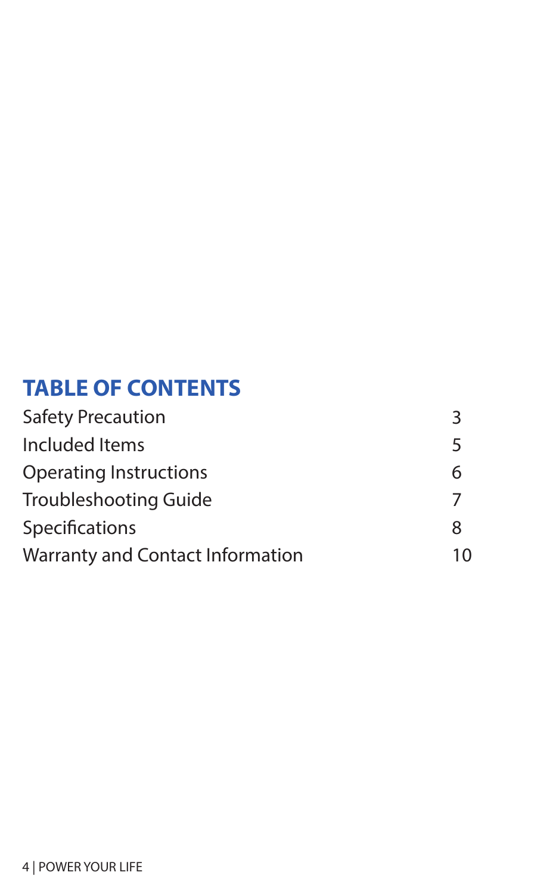## TABLE OF CONTENTS

| | |
|---|---|
| Safety Precaution | 3 |
| Included Items | 5 |
| Operating Instructions | 6 |
| Troubleshooting Guide | 7 |
| Specifications | 8 |
| Warranty and Contact Information | 10 |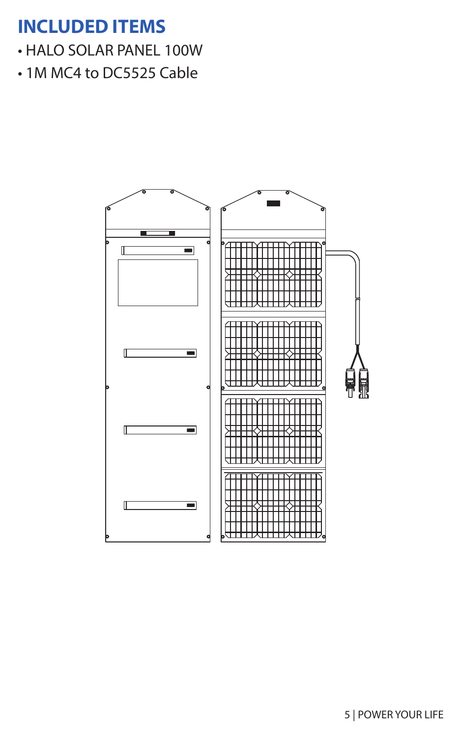# INCLUDED ITEMS

- HALO SOLAR PANEL 100W
- 1M MC4 to DC5525 Cable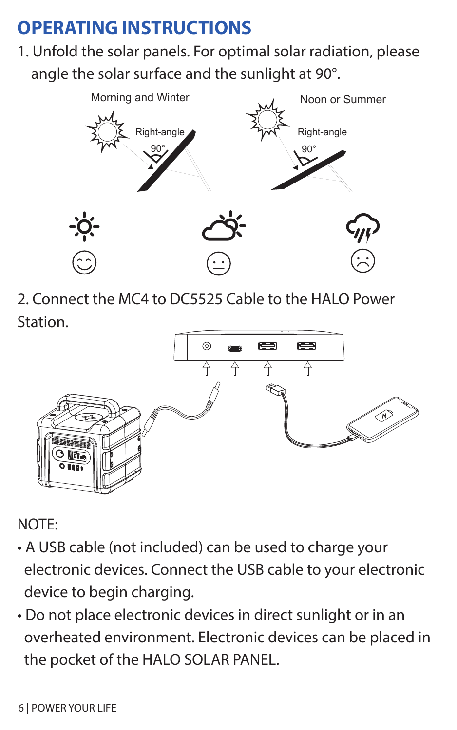# OPERATING INSTRUCTIONS

1. Unfold the solar panels. For optimal solar radiation, please angle the solar surface and the sunlight at 90°.

Morning and Winter

Right-angle

90°

Noon or Summer

Right-angle

90°

2. Connect the MC4 to DC5525 Cable to the HALO Power Station.

NOTE:

- A USB cable (not included) can be used to charge your electronic devices. Connect the USB cable to your electronic device to begin charging.
- Do not place electronic devices in direct sunlight or in an overheated environment. Electronic devices can be placed in the pocket of the HALO SOLAR PANEL.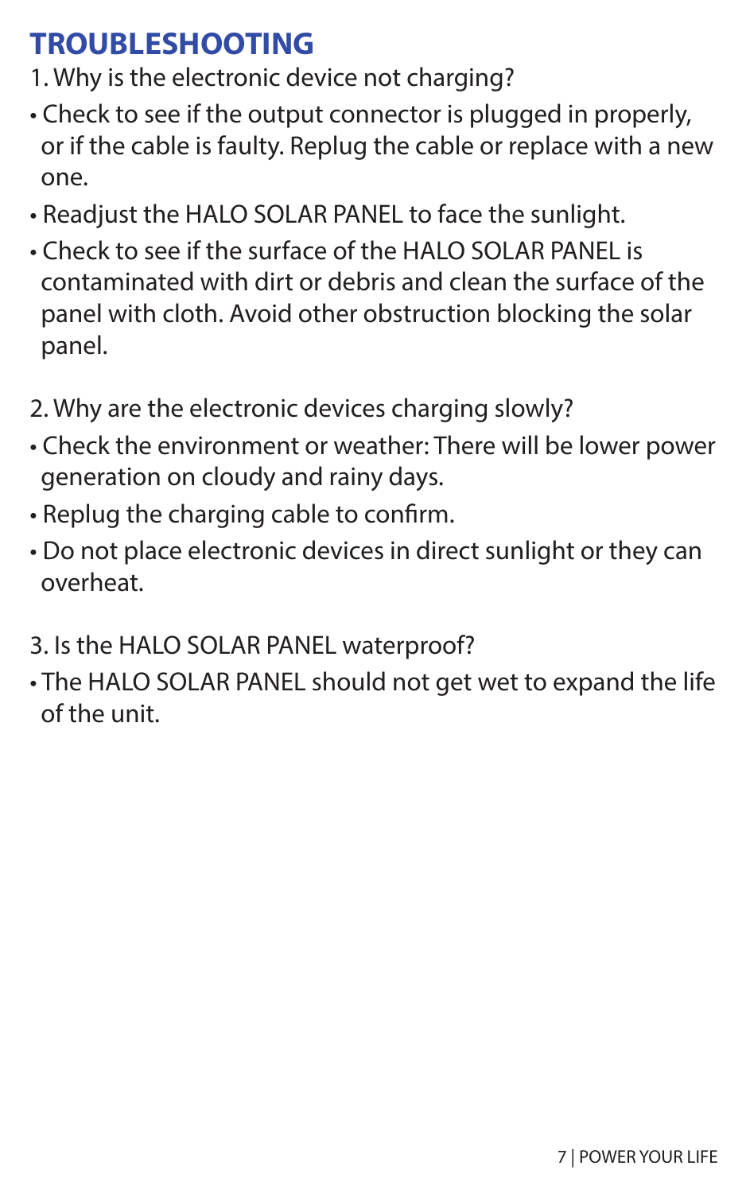# TROUBLESHOOTING

1. Why is the electronic device not charging?

- Check to see if the output connector is plugged in properly, or if the cable is faulty. Replug the cable or replace with a new one.
- Readjust the HALO SOLAR PANEL to face the sunlight.
- Check to see if the surface of the HALO SOLAR PANEL is contaminated with dirt or debris and clean the surface of the panel with cloth. Avoid other obstruction blocking the solar panel.

2. Why are the electronic devices charging slowly?

- Check the environment or weather: There will be lower power generation on cloudy and rainy days.
- Replug the charging cable to confirm.
- Do not place electronic devices in direct sunlight or they can overheat.

3. Is the HALO SOLAR PANEL waterproof?

- The HALO SOLAR PANEL should not get wet to expand the life of the unit.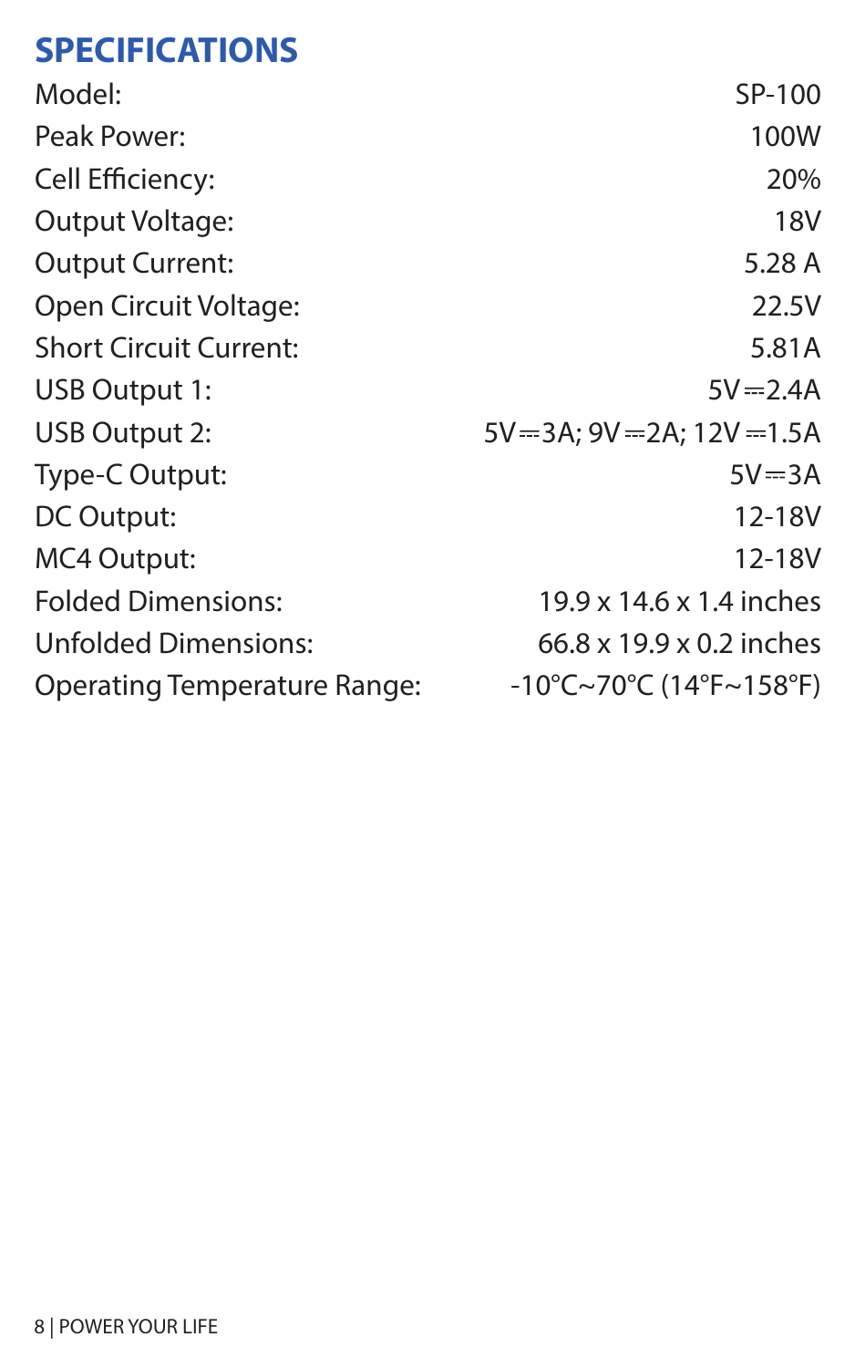## SPECIFICATIONS

| | |
|---|---|
| Model: | SP-100 |
| Peak Power: | 100W |
| Cell Efficiency: | 20% |
| Output Voltage: | 18V |
| Output Current: | 5.28 A |
| Open Circuit Voltage: | 22.5V |
| Short Circuit Current: | 5.81A |
| USB Output 1: | 5V⎓2.4A |
| USB Output 2: | 5V⎓3A; 9V⎓2A; 12V⎓1.5A |
| Type-C Output: | 5V⎓3A |
| DC Output: | 12-18V |
| MC4 Output: | 12-18V |
| Folded Dimensions: | 19.9 x 14.6 x 1.4 inches |
| Unfolded Dimensions: | 66.8 x 19.9 x 0.2 inches |
| Operating Temperature Range: | -10°C~70°C (14°F~158°F) |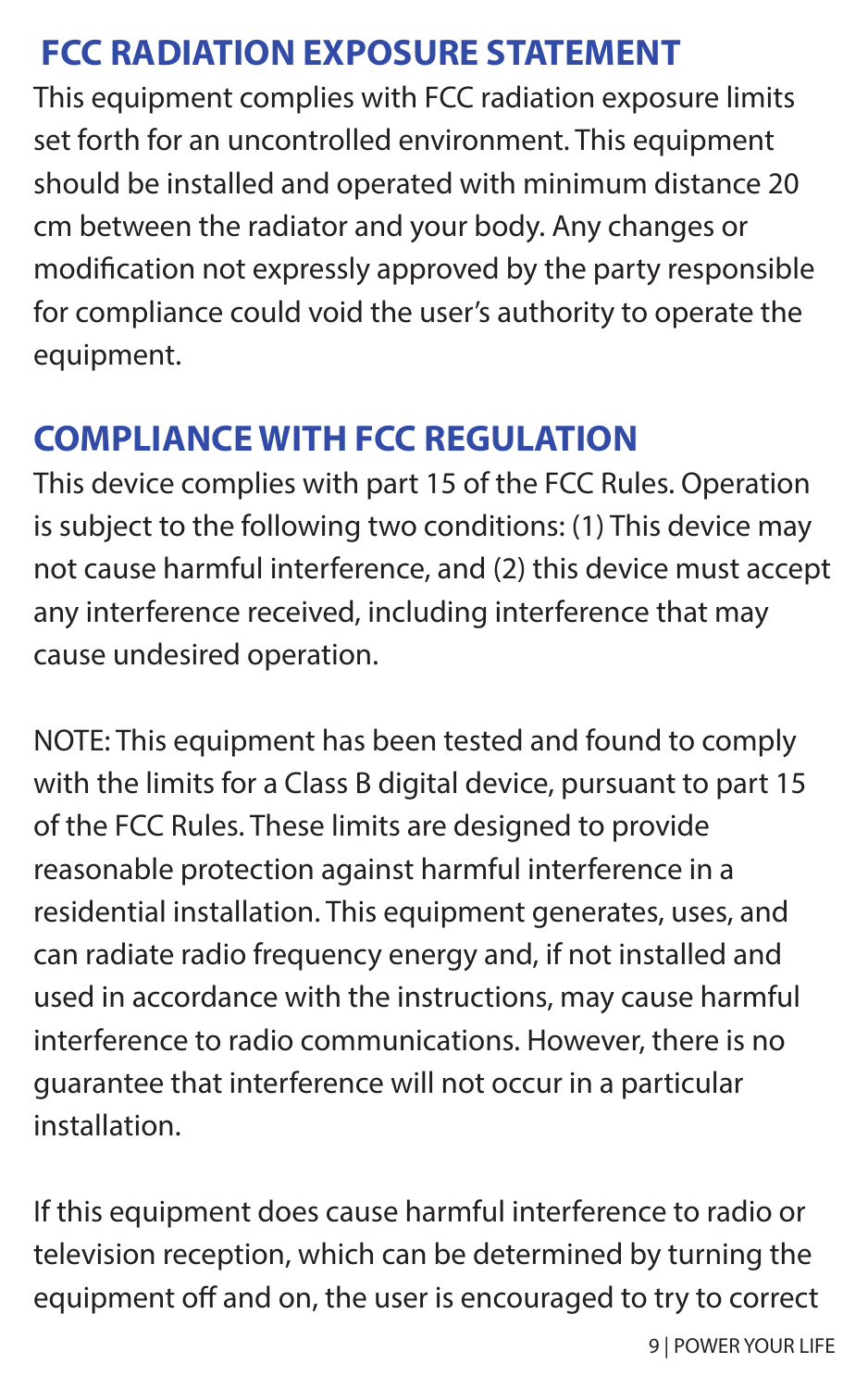## FCC RADIATION EXPOSURE STATEMENT

This equipment complies with FCC radiation exposure limits set forth for an uncontrolled environment. This equipment should be installed and operated with minimum distance 20 cm between the radiator and your body. Any changes or modification not expressly approved by the party responsible for compliance could void the user's authority to operate the equipment.

## COMPLIANCE WITH FCC REGULATION

This device complies with part 15 of the FCC Rules. Operation is subject to the following two conditions: (1) This device may not cause harmful interference, and (2) this device must accept any interference received, including interference that may cause undesired operation.

NOTE: This equipment has been tested and found to comply with the limits for a Class B digital device, pursuant to part 15 of the FCC Rules. These limits are designed to provide reasonable protection against harmful interference in a residential installation. This equipment generates, uses, and can radiate radio frequency energy and, if not installed and used in accordance with the instructions, may cause harmful interference to radio communications. However, there is no guarantee that interference will not occur in a particular installation.

If this equipment does cause harmful interference to radio or television reception, which can be determined by turning the equipment off and on, the user is encouraged to try to correct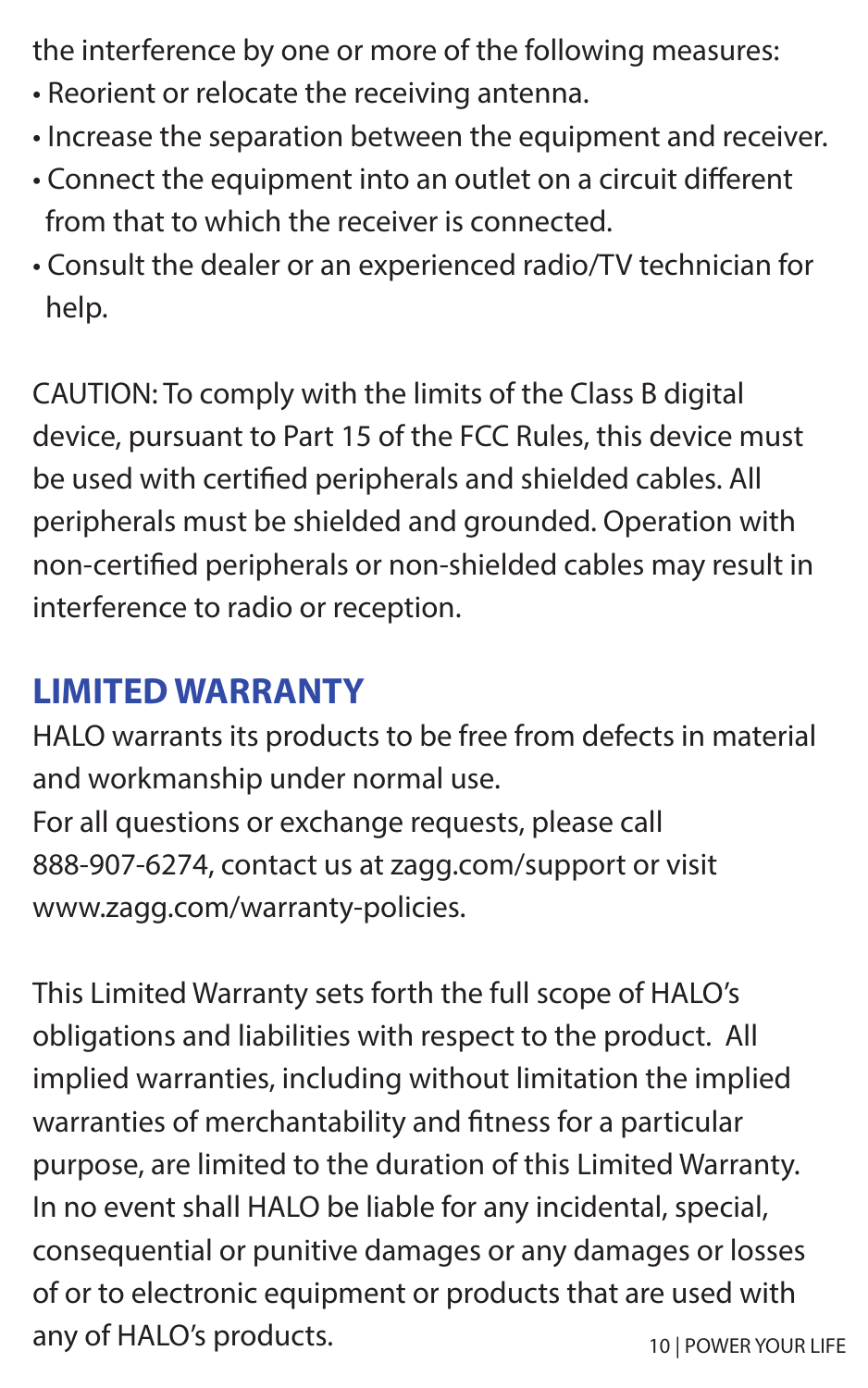the interference by one or more of the following measures:

- Reorient or relocate the receiving antenna.
- Increase the separation between the equipment and receiver.
- Connect the equipment into an outlet on a circuit different from that to which the receiver is connected.
- Consult the dealer or an experienced radio/TV technician for help.

CAUTION: To comply with the limits of the Class B digital device, pursuant to Part 15 of the FCC Rules, this device must be used with certified peripherals and shielded cables. All peripherals must be shielded and grounded. Operation with non-certified peripherals or non-shielded cables may result in interference to radio or reception.

## LIMITED WARRANTY

HALO warrants its products to be free from defects in material and workmanship under normal use.
For all questions or exchange requests, please call 888-907-6274, contact us at zagg.com/support or visit www.zagg.com/warranty-policies.

This Limited Warranty sets forth the full scope of HALO's obligations and liabilities with respect to the product. All implied warranties, including without limitation the implied warranties of merchantability and fitness for a particular purpose, are limited to the duration of this Limited Warranty. In no event shall HALO be liable for any incidental, special, consequential or punitive damages or any damages or losses of or to electronic equipment or products that are used with any of HALO's products.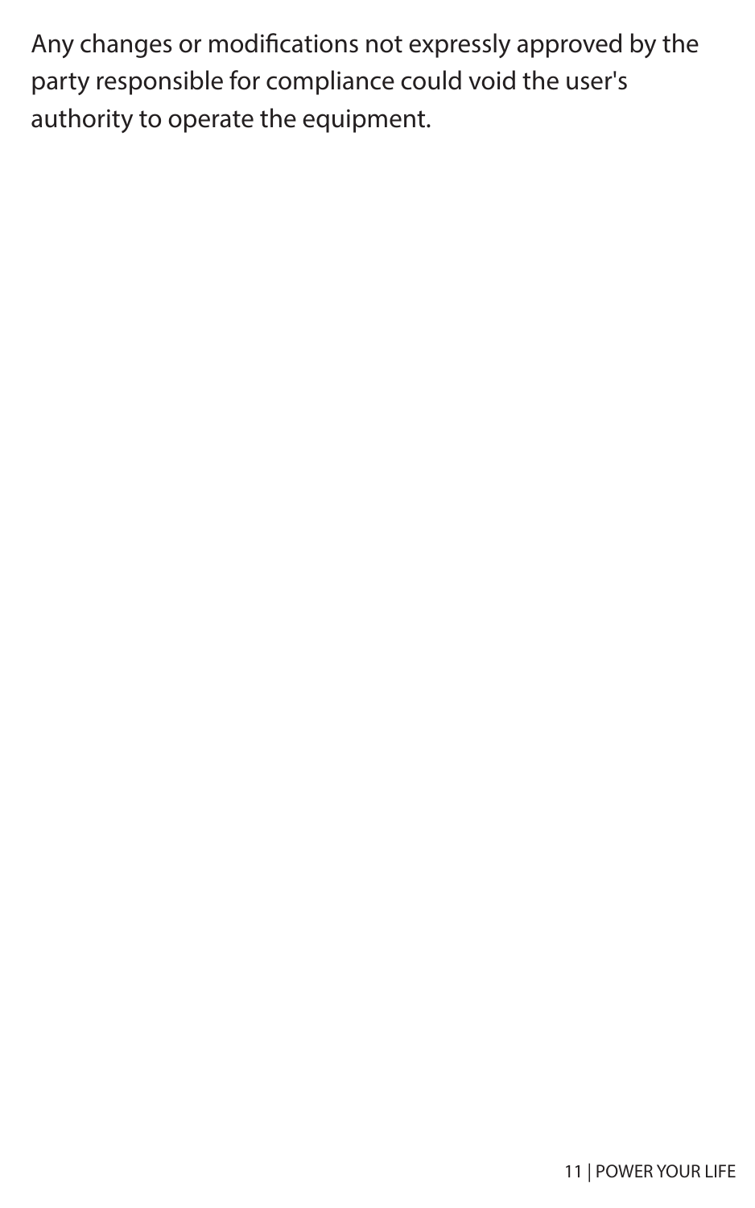Any changes or modifications not expressly approved by the party responsible for compliance could void the user's authority to operate the equipment.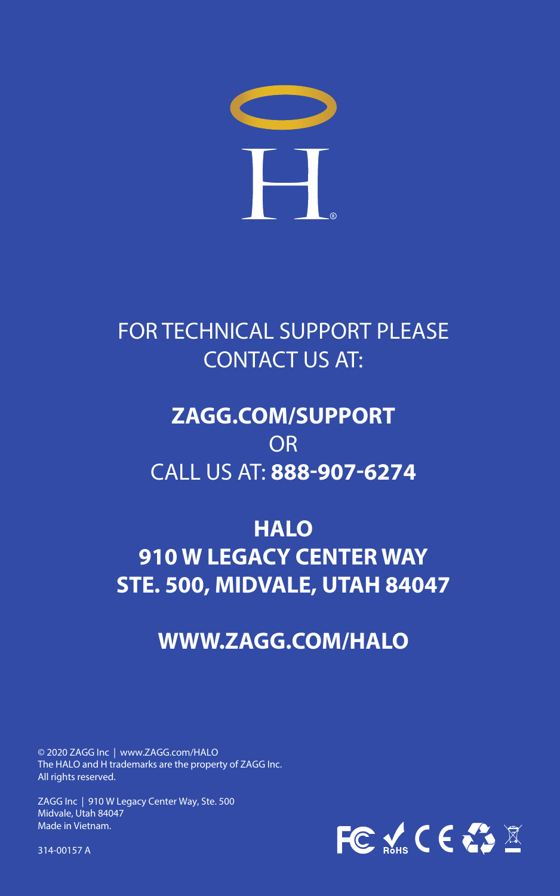FOR TECHNICAL SUPPORT PLEASE CONTACT US AT:

**ZAGG.COM/SUPPORT**
OR
CALL US AT: **888-907-6274**

**HALO**
**910 W LEGACY CENTER WAY**
**STE. 500, MIDVALE, UTAH 84047**

**WWW.ZAGG.COM/HALO**

© 2020 ZAGG Inc | www.ZAGG.com/HALO
The HALO and H trademarks are the property of ZAGG Inc.
All rights reserved.

ZAGG Inc | 910 W Legacy Center Way, Ste. 500
Midvale, Utah 84047
Made in Vietnam.

314-00157 A